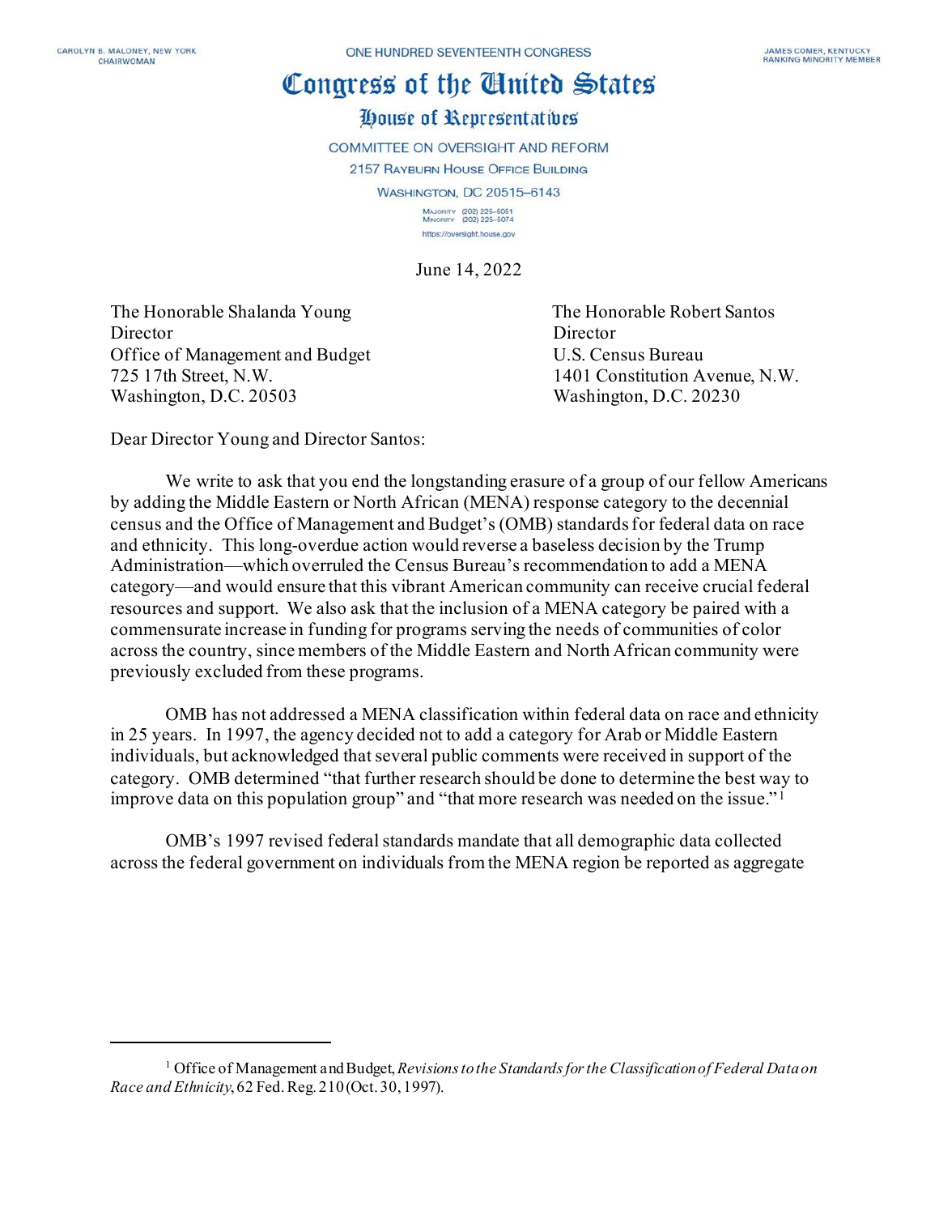CAROLYN B. MALONEY, NEW YORK
CHAIRWOMAN

ONE HUNDRED SEVENTEENTH CONGRESS

JAMES COMER, KENTUCKY
RANKING MINORITY MEMBER

# Congress of the United States

## House of Representatives

COMMITTEE ON OVERSIGHT AND REFORM
2157 RAYBURN HOUSE OFFICE BUILDING
WASHINGTON, DC 20515–6143

MAJORITY (202) 225–5051
MINORITY (202) 225–5074
https://oversight.house.gov

June 14, 2022

The Honorable Shalanda Young
Director
Office of Management and Budget
725 17th Street, N.W.
Washington, D.C. 20503

The Honorable Robert Santos
Director
U.S. Census Bureau
1401 Constitution Avenue, N.W.
Washington, D.C. 20230

Dear Director Young and Director Santos:

We write to ask that you end the longstanding erasure of a group of our fellow Americans by adding the Middle Eastern or North African (MENA) response category to the decennial census and the Office of Management and Budget's (OMB) standards for federal data on race and ethnicity. This long-overdue action would reverse a baseless decision by the Trump Administration—which overruled the Census Bureau's recommendation to add a MENA category—and would ensure that this vibrant American community can receive crucial federal resources and support. We also ask that the inclusion of a MENA category be paired with a commensurate increase in funding for programs serving the needs of communities of color across the country, since members of the Middle Eastern and North African community were previously excluded from these programs.

OMB has not addressed a MENA classification within federal data on race and ethnicity in 25 years. In 1997, the agency decided not to add a category for Arab or Middle Eastern individuals, but acknowledged that several public comments were received in support of the category. OMB determined "that further research should be done to determine the best way to improve data on this population group" and "that more research was needed on the issue."[1]

OMB's 1997 revised federal standards mandate that all demographic data collected across the federal government on individuals from the MENA region be reported as aggregate

[1] Office of Management and Budget, *Revisions to the Standards for the Classification of Federal Data on Race and Ethnicity*, 62 Fed. Reg. 210 (Oct. 30, 1997).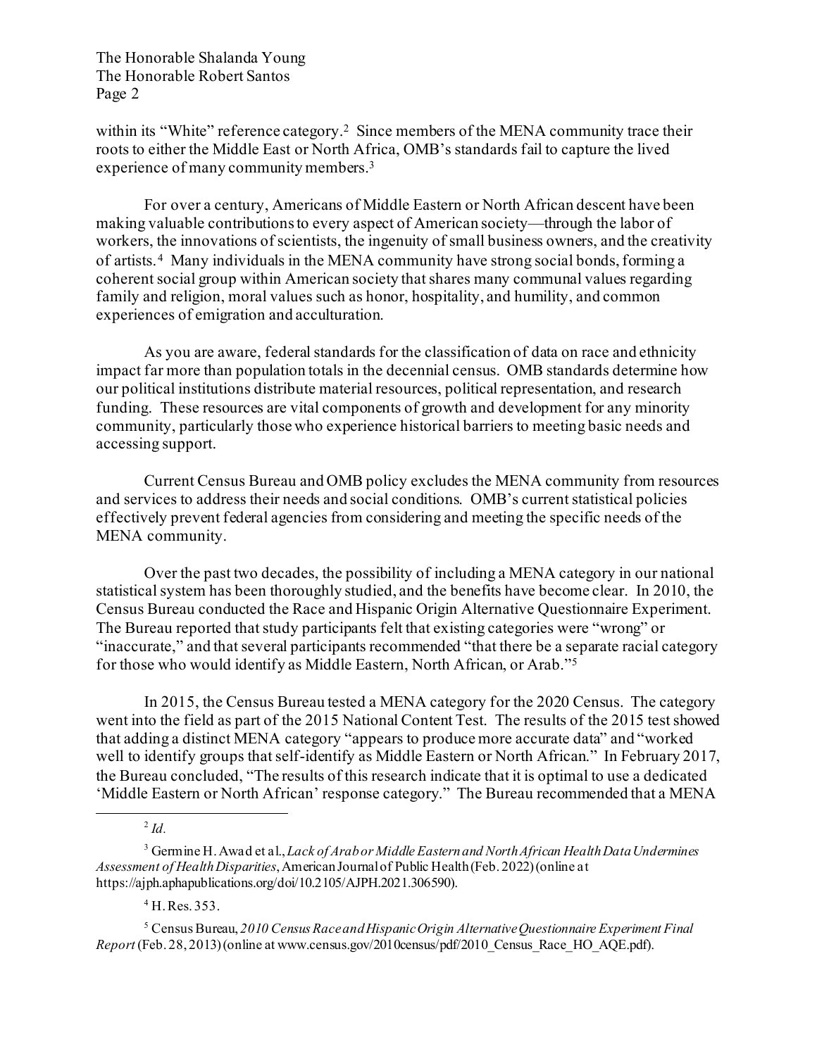within its "White" reference category.[2] Since members of the MENA community trace their roots to either the Middle East or North Africa, OMB's standards fail to capture the lived experience of many community members.[3]

For over a century, Americans of Middle Eastern or North African descent have been making valuable contributions to every aspect of American society—through the labor of workers, the innovations of scientists, the ingenuity of small business owners, and the creativity of artists.[4] Many individuals in the MENA community have strong social bonds, forming a coherent social group within American society that shares many communal values regarding family and religion, moral values such as honor, hospitality, and humility, and common experiences of emigration and acculturation.

As you are aware, federal standards for the classification of data on race and ethnicity impact far more than population totals in the decennial census. OMB standards determine how our political institutions distribute material resources, political representation, and research funding. These resources are vital components of growth and development for any minority community, particularly those who experience historical barriers to meeting basic needs and accessing support.

Current Census Bureau and OMB policy excludes the MENA community from resources and services to address their needs and social conditions. OMB's current statistical policies effectively prevent federal agencies from considering and meeting the specific needs of the MENA community.

Over the past two decades, the possibility of including a MENA category in our national statistical system has been thoroughly studied, and the benefits have become clear. In 2010, the Census Bureau conducted the Race and Hispanic Origin Alternative Questionnaire Experiment. The Bureau reported that study participants felt that existing categories were "wrong" or "inaccurate," and that several participants recommended "that there be a separate racial category for those who would identify as Middle Eastern, North African, or Arab."[5]

In 2015, the Census Bureau tested a MENA category for the 2020 Census. The category went into the field as part of the 2015 National Content Test. The results of the 2015 test showed that adding a distinct MENA category "appears to produce more accurate data" and "worked well to identify groups that self-identify as Middle Eastern or North African." In February 2017, the Bureau concluded, "The results of this research indicate that it is optimal to use a dedicated 'Middle Eastern or North African' response category." The Bureau recommended that a MENA

---

[2] *Id.*

[3] Germine H. Awad et al., *Lack of Arab or Middle Eastern and North African Health Data Undermines Assessment of Health Disparities*, American Journal of Public Health (Feb. 2022) (online at https://ajph.aphapublications.org/doi/10.2105/AJPH.2021.306590).

[4] H. Res. 353.

[5] Census Bureau, *2010 Census Race and Hispanic Origin Alternative Questionnaire Experiment Final Report* (Feb. 28, 2013) (online at www.census.gov/2010census/pdf/2010_Census_Race_HO_AQE.pdf).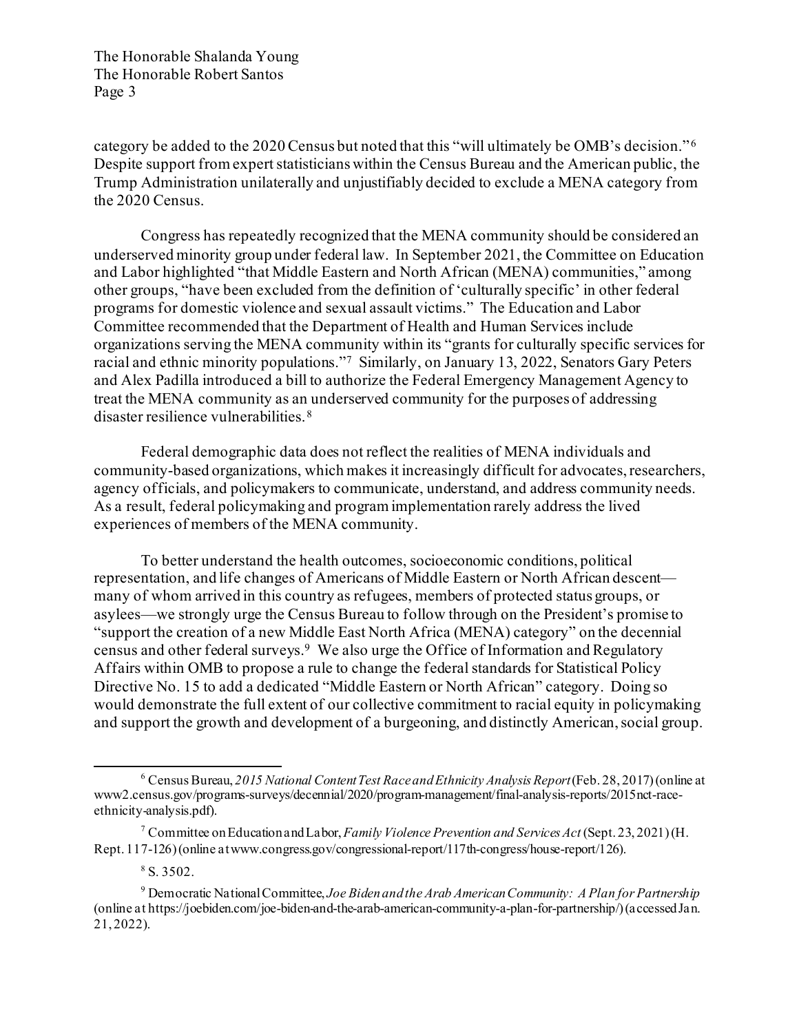category be added to the 2020 Census but noted that this "will ultimately be OMB's decision."[6] Despite support from expert statisticians within the Census Bureau and the American public, the Trump Administration unilaterally and unjustifiably decided to exclude a MENA category from the 2020 Census.

Congress has repeatedly recognized that the MENA community should be considered an underserved minority group under federal law. In September 2021, the Committee on Education and Labor highlighted "that Middle Eastern and North African (MENA) communities," among other groups, "have been excluded from the definition of 'culturally specific' in other federal programs for domestic violence and sexual assault victims." The Education and Labor Committee recommended that the Department of Health and Human Services include organizations serving the MENA community within its "grants for culturally specific services for racial and ethnic minority populations."[7] Similarly, on January 13, 2022, Senators Gary Peters and Alex Padilla introduced a bill to authorize the Federal Emergency Management Agency to treat the MENA community as an underserved community for the purposes of addressing disaster resilience vulnerabilities.[8]

Federal demographic data does not reflect the realities of MENA individuals and community-based organizations, which makes it increasingly difficult for advocates, researchers, agency officials, and policymakers to communicate, understand, and address community needs. As a result, federal policymaking and program implementation rarely address the lived experiences of members of the MENA community.

To better understand the health outcomes, socioeconomic conditions, political representation, and life changes of Americans of Middle Eastern or North African descent—many of whom arrived in this country as refugees, members of protected status groups, or asylees—we strongly urge the Census Bureau to follow through on the President's promise to "support the creation of a new Middle East North Africa (MENA) category" on the decennial census and other federal surveys.[9] We also urge the Office of Information and Regulatory Affairs within OMB to propose a rule to change the federal standards for Statistical Policy Directive No. 15 to add a dedicated "Middle Eastern or North African" category. Doing so would demonstrate the full extent of our collective commitment to racial equity in policymaking and support the growth and development of a burgeoning, and distinctly American, social group.

---

[6] Census Bureau, *2015 National Content Test Race and Ethnicity Analysis Report* (Feb. 28, 2017) (online at www2.census.gov/programs-surveys/decennial/2020/program-management/final-analysis-reports/2015nct-race-ethnicity-analysis.pdf).

[7] Committee on Education and Labor, *Family Violence Prevention and Services Act* (Sept. 23, 2021) (H. Rept. 117-126) (online at www.congress.gov/congressional-report/117th-congress/house-report/126).

[8] S. 3502.

[9] Democratic National Committee, *Joe Biden and the Arab American Community: A Plan for Partnership* (online at https://joebiden.com/joe-biden-and-the-arab-american-community-a-plan-for-partnership/) (accessed Jan. 21, 2022).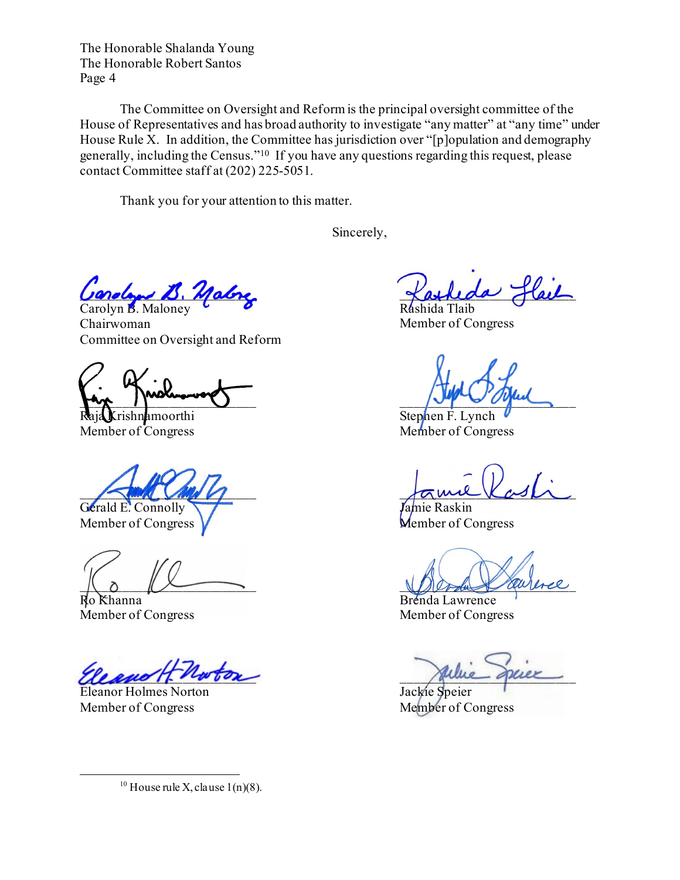The Committee on Oversight and Reform is the principal oversight committee of the House of Representatives and has broad authority to investigate "any matter" at "any time" under House Rule X. In addition, the Committee has jurisdiction over "[p]opulation and demography generally, including the Census."[10] If you have any questions regarding this request, please contact Committee staff at (202) 225-5051.

Thank you for your attention to this matter.

Sincerely,

Carolyn B. Maloney
Chairwoman
Committee on Oversight and Reform

Rashida Tlaib
Member of Congress

Raja Krishnamoorthi
Member of Congress

Stephen F. Lynch
Member of Congress

Gerald E. Connolly
Member of Congress

Jamie Raskin
Member of Congress

Ro Khanna
Member of Congress

Brenda Lawrence
Member of Congress

Eleanor Holmes Norton
Member of Congress

Jackie Speier
Member of Congress

---

[10] House rule X, clause 1(n)(8).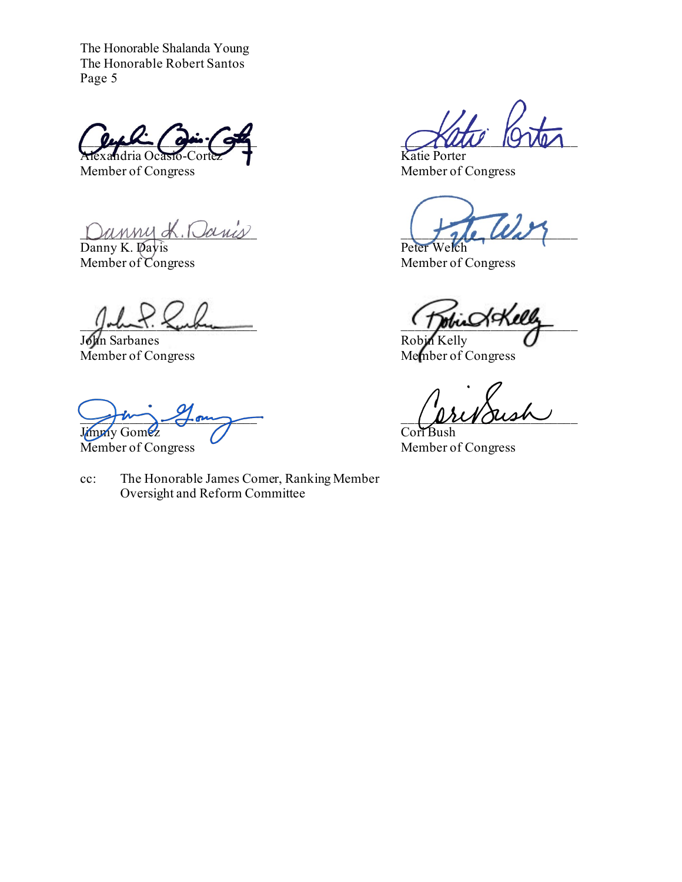The Honorable Shalanda Young
The Honorable Robert Santos
Page 5

Alexandria Ocasio-Cortez
Member of Congress

Katie Porter
Member of Congress

Danny K. Davis
Member of Congress

Peter Welch
Member of Congress

John Sarbanes
Member of Congress

Robin Kelly
Member of Congress

Jimmy Gomez
Member of Congress

Cori Bush
Member of Congress

cc: The Honorable James Comer, Ranking Member
Oversight and Reform Committee